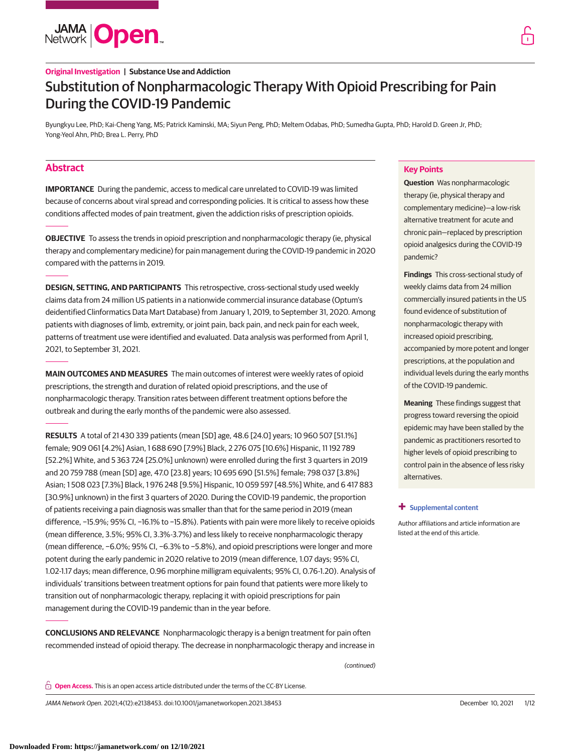Original Investigation | Substance Use and Addiction

# Substitution of Nonpharmacologic Therapy With Opioid Prescribing for Pain During the COVID-19 Pandemic

Byungkyu Lee, PhD; Kai-Cheng Yang, MS; Patrick Kaminski, MA; Siyun Peng, PhD; Meltem Odabas, PhD; Sumedha Gupta, PhD; Harold D. Green Jr, PhD; Yong-Yeol Ahn, PhD; Brea L. Perry, PhD

## Abstract

**IMPORTANCE** During the pandemic, access to medical care unrelated to COVID-19 was limited because of concerns about viral spread and corresponding policies. It is critical to assess how these conditions affected modes of pain treatment, given the addiction risks of prescription opioids.

**OBJECTIVE** To assess the trends in opioid prescription and nonpharmacologic therapy (ie, physical therapy and complementary medicine) for pain management during the COVID-19 pandemic in 2020 compared with the patterns in 2019.

**DESIGN, SETTING, AND PARTICIPANTS** This retrospective, cross-sectional study used weekly claims data from 24 million US patients in a nationwide commercial insurance database (Optum's deidentified Clinformatics Data Mart Database) from January 1, 2019, to September 31, 2020. Among patients with diagnoses of limb, extremity, or joint pain, back pain, and neck pain for each week, patterns of treatment use were identified and evaluated. Data analysis was performed from April 1, 2021, to September 31, 2021.

**MAIN OUTCOMES AND MEASURES** The main outcomes of interest were weekly rates of opioid prescriptions, the strength and duration of related opioid prescriptions, and the use of nonpharmacologic therapy. Transition rates between different treatment options before the outbreak and during the early months of the pandemic were also assessed.

**RESULTS** A total of 21 430 339 patients (mean [SD] age, 48.6 [24.0] years; 10 960 507 [51.1%] female; 909 061 [4.2%] Asian, 1 688 690 [7.9%] Black, 2 276 075 [10.6%] Hispanic, 11 192 789 [52.2%] White, and 5 363 724 [25.0%] unknown) were enrolled during the first 3 quarters in 2019 and 20 759 788 (mean [SD] age, 47.0 [23.8] years; 10 695 690 [51.5%] female; 798 037 [3.8%] Asian; 1 508 023 [7.3%] Black, 1 976 248 [9.5%] Hispanic, 10 059 597 [48.5%] White, and 6 417 883 [30.9%] unknown) in the first 3 quarters of 2020. During the COVID-19 pandemic, the proportion of patients receiving a pain diagnosis was smaller than that for the same period in 2019 (mean difference, −15.9%; 95% CI, −16.1% to −15.8%). Patients with pain were more likely to receive opioids (mean difference, 3.5%; 95% CI, 3.3%-3.7%) and less likely to receive nonpharmacologic therapy (mean difference, −6.0%; 95% CI, −6.3% to −5.8%), and opioid prescriptions were longer and more potent during the early pandemic in 2020 relative to 2019 (mean difference, 1.07 days; 95% CI, 1.02-1.17 days; mean difference, 0.96 morphine milligram equivalents; 95% CI, 0.76-1.20). Analysis of individuals' transitions between treatment options for pain found that patients were more likely to transition out of nonpharmacologic therapy, replacing it with opioid prescriptions for pain management during the COVID-19 pandemic than in the year before.

**CONCLUSIONS AND RELEVANCE** Nonpharmacologic therapy is a benign treatment for pain often recommended instead of opioid therapy. The decrease in nonpharmacologic therapy and increase in

*(continued)*

## Key Points

**Question** Was nonpharmacologic therapy (ie, physical therapy and complementary medicine)—a low-risk alternative treatment for acute and chronic pain—replaced by prescription opioid analgesics during the COVID-19 pandemic?

**Findings** This cross-sectional study of weekly claims data from 24 million commercially insured patients in the US found evidence of substitution of nonpharmacologic therapy with increased opioid prescribing, accompanied by more potent and longer prescriptions, at the population and individual levels during the early months of the COVID-19 pandemic.

**Meaning** These findings suggest that progress toward reversing the opioid epidemic may have been stalled by the pandemic as practitioners resorted to higher levels of opioid prescribing to control pain in the absence of less risky alternatives.

**+ Supplemental content**

Author affiliations and article information are listed at the end of this article.

**Open Access.** This is an open access article distributed under the terms of the CC-BY License.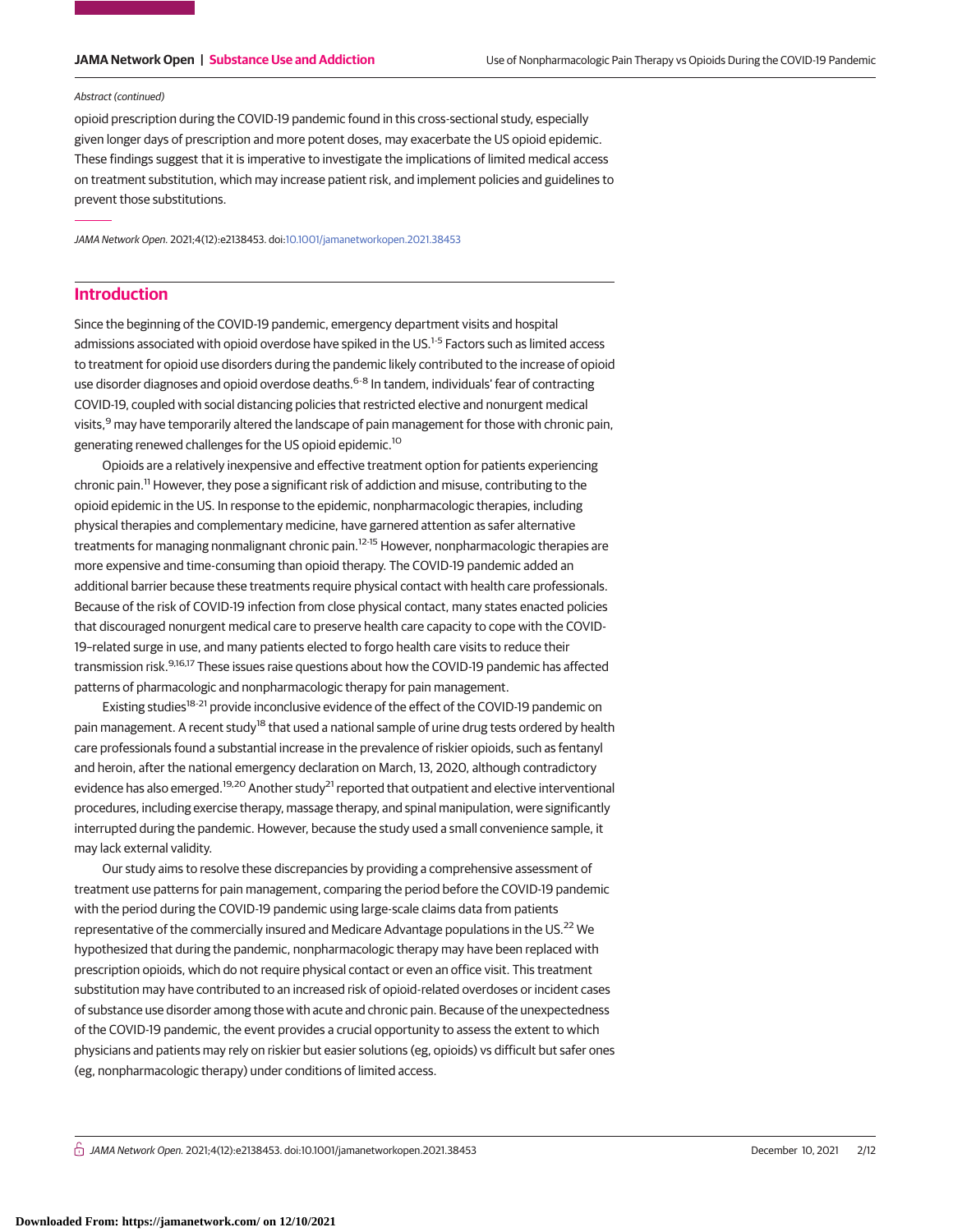Abstract (continued)

opioid prescription during the COVID-19 pandemic found in this cross-sectional study, especially given longer days of prescription and more potent doses, may exacerbate the US opioid epidemic. These findings suggest that it is imperative to investigate the implications of limited medical access on treatment substitution, which may increase patient risk, and implement policies and guidelines to prevent those substitutions.

*JAMA Network Open*. 2021;4(12):e2138453. doi:10.1001/jamanetworkopen.2021.38453

## Introduction

Since the beginning of the COVID-19 pandemic, emergency department visits and hospital admissions associated with opioid overdose have spiked in the US.[1-5] Factors such as limited access to treatment for opioid use disorders during the pandemic likely contributed to the increase of opioid use disorder diagnoses and opioid overdose deaths.[6-8] In tandem, individuals' fear of contracting COVID-19, coupled with social distancing policies that restricted elective and nonurgent medical visits,[9] may have temporarily altered the landscape of pain management for those with chronic pain, generating renewed challenges for the US opioid epidemic.[10]

Opioids are a relatively inexpensive and effective treatment option for patients experiencing chronic pain.[11] However, they pose a significant risk of addiction and misuse, contributing to the opioid epidemic in the US. In response to the epidemic, nonpharmacologic therapies, including physical therapies and complementary medicine, have garnered attention as safer alternative treatments for managing nonmalignant chronic pain.[12-15] However, nonpharmacologic therapies are more expensive and time-consuming than opioid therapy. The COVID-19 pandemic added an additional barrier because these treatments require physical contact with health care professionals. Because of the risk of COVID-19 infection from close physical contact, many states enacted policies that discouraged nonurgent medical care to preserve health care capacity to cope with the COVID-19–related surge in use, and many patients elected to forgo health care visits to reduce their transmission risk.[9,16,17] These issues raise questions about how the COVID-19 pandemic has affected patterns of pharmacologic and nonpharmacologic therapy for pain management.

Existing studies[18-21] provide inconclusive evidence of the effect of the COVID-19 pandemic on pain management. A recent study[18] that used a national sample of urine drug tests ordered by health care professionals found a substantial increase in the prevalence of riskier opioids, such as fentanyl and heroin, after the national emergency declaration on March, 13, 2020, although contradictory evidence has also emerged.[19,20] Another study[21] reported that outpatient and elective interventional procedures, including exercise therapy, massage therapy, and spinal manipulation, were significantly interrupted during the pandemic. However, because the study used a small convenience sample, it may lack external validity.

Our study aims to resolve these discrepancies by providing a comprehensive assessment of treatment use patterns for pain management, comparing the period before the COVID-19 pandemic with the period during the COVID-19 pandemic using large-scale claims data from patients representative of the commercially insured and Medicare Advantage populations in the US.[22] We hypothesized that during the pandemic, nonpharmacologic therapy may have been replaced with prescription opioids, which do not require physical contact or even an office visit. This treatment substitution may have contributed to an increased risk of opioid-related overdoses or incident cases of substance use disorder among those with acute and chronic pain. Because of the unexpectedness of the COVID-19 pandemic, the event provides a crucial opportunity to assess the extent to which physicians and patients may rely on riskier but easier solutions (eg, opioids) vs difficult but safer ones (eg, nonpharmacologic therapy) under conditions of limited access.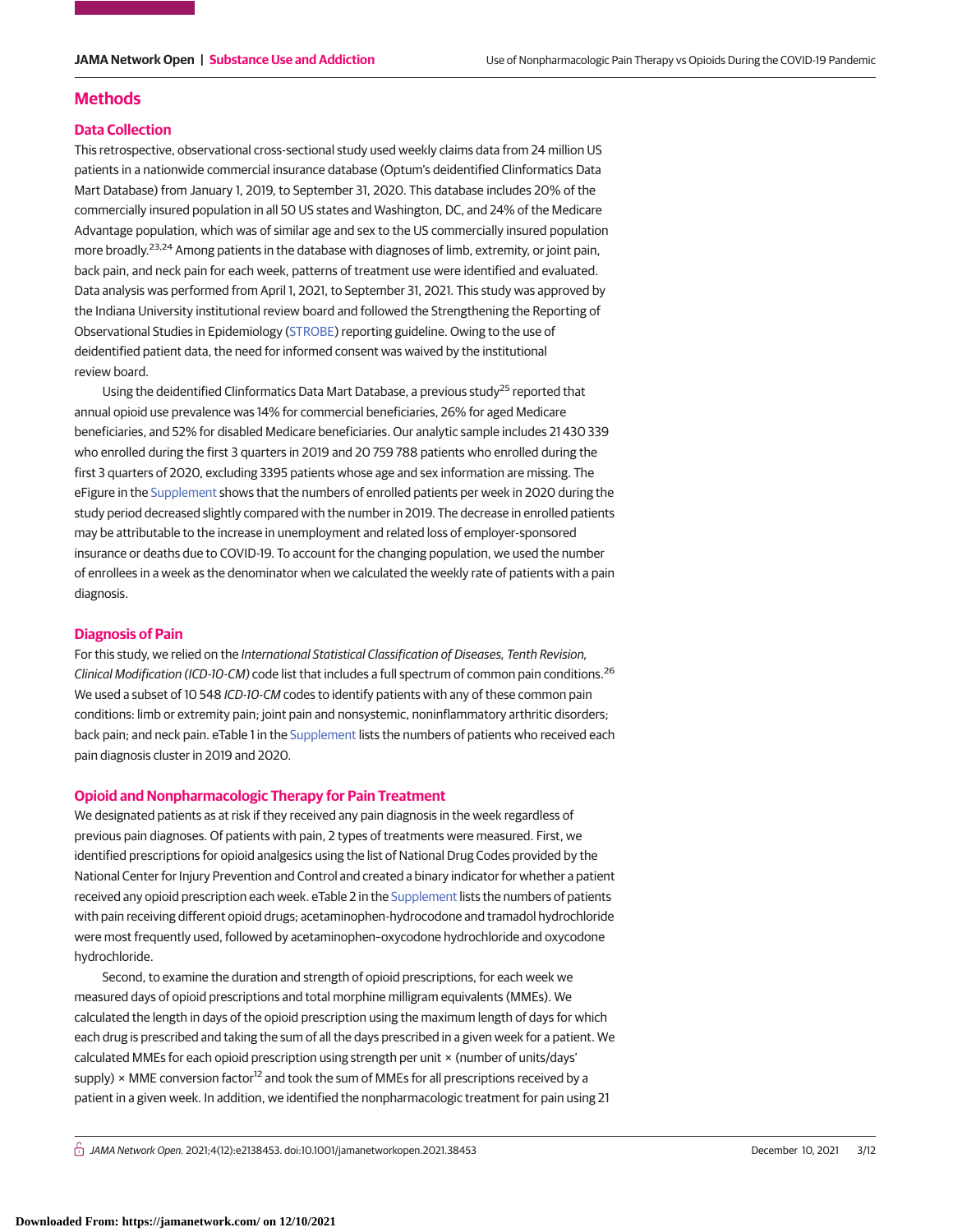## Methods

### Data Collection

This retrospective, observational cross-sectional study used weekly claims data from 24 million US patients in a nationwide commercial insurance database (Optum's deidentified Clinformatics Data Mart Database) from January 1, 2019, to September 31, 2020. This database includes 20% of the commercially insured population in all 50 US states and Washington, DC, and 24% of the Medicare Advantage population, which was of similar age and sex to the US commercially insured population more broadly.[23,24] Among patients in the database with diagnoses of limb, extremity, or joint pain, back pain, and neck pain for each week, patterns of treatment use were identified and evaluated. Data analysis was performed from April 1, 2021, to September 31, 2021. This study was approved by the Indiana University institutional review board and followed the Strengthening the Reporting of Observational Studies in Epidemiology (STROBE) reporting guideline. Owing to the use of deidentified patient data, the need for informed consent was waived by the institutional review board.

Using the deidentified Clinformatics Data Mart Database, a previous study[25] reported that annual opioid use prevalence was 14% for commercial beneficiaries, 26% for aged Medicare beneficiaries, and 52% for disabled Medicare beneficiaries. Our analytic sample includes 21 430 339 who enrolled during the first 3 quarters in 2019 and 20 759 788 patients who enrolled during the first 3 quarters of 2020, excluding 3395 patients whose age and sex information are missing. The eFigure in the Supplement shows that the numbers of enrolled patients per week in 2020 during the study period decreased slightly compared with the number in 2019. The decrease in enrolled patients may be attributable to the increase in unemployment and related loss of employer-sponsored insurance or deaths due to COVID-19. To account for the changing population, we used the number of enrollees in a week as the denominator when we calculated the weekly rate of patients with a pain diagnosis.

### Diagnosis of Pain

For this study, we relied on the *International Statistical Classification of Diseases, Tenth Revision, Clinical Modification (ICD-10-CM)* code list that includes a full spectrum of common pain conditions.[26] We used a subset of 10 548 *ICD-10-CM* codes to identify patients with any of these common pain conditions: limb or extremity pain; joint pain and nonsystemic, noninflammatory arthritic disorders; back pain; and neck pain. eTable 1 in the Supplement lists the numbers of patients who received each pain diagnosis cluster in 2019 and 2020.

### Opioid and Nonpharmacologic Therapy for Pain Treatment

We designated patients as at risk if they received any pain diagnosis in the week regardless of previous pain diagnoses. Of patients with pain, 2 types of treatments were measured. First, we identified prescriptions for opioid analgesics using the list of National Drug Codes provided by the National Center for Injury Prevention and Control and created a binary indicator for whether a patient received any opioid prescription each week. eTable 2 in the Supplement lists the numbers of patients with pain receiving different opioid drugs; acetaminophen-hydrocodone and tramadol hydrochloride were most frequently used, followed by acetaminophen–oxycodone hydrochloride and oxycodone hydrochloride.

Second, to examine the duration and strength of opioid prescriptions, for each week we measured days of opioid prescriptions and total morphine milligram equivalents (MMEs). We calculated the length in days of the opioid prescription using the maximum length of days for which each drug is prescribed and taking the sum of all the days prescribed in a given week for a patient. We calculated MMEs for each opioid prescription using strength per unit × (number of units/days' supply) × MME conversion factor[12] and took the sum of MMEs for all prescriptions received by a patient in a given week. In addition, we identified the nonpharmacologic treatment for pain using 21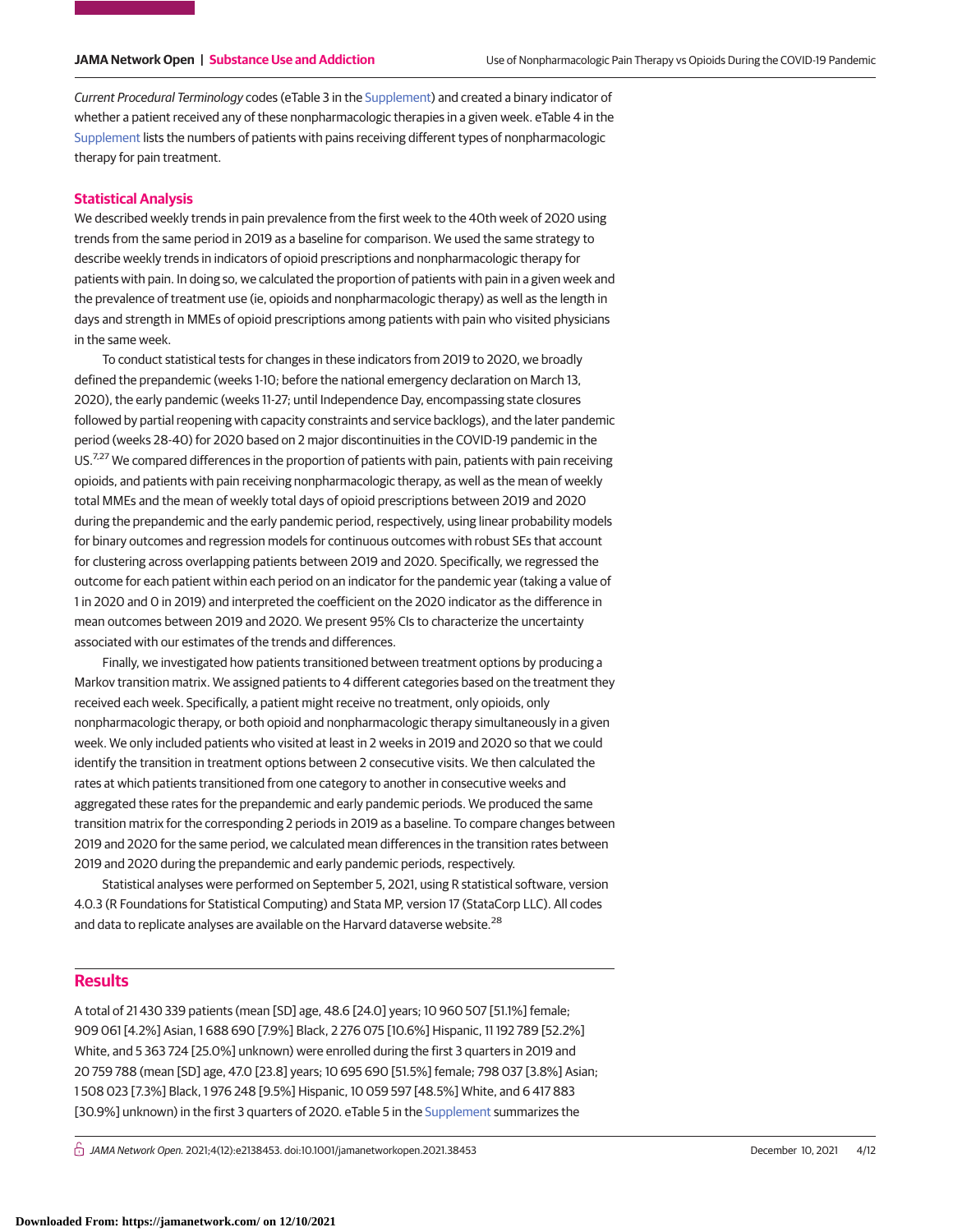*Current Procedural Terminology* codes (eTable 3 in the Supplement) and created a binary indicator of whether a patient received any of these nonpharmacologic therapies in a given week. eTable 4 in the Supplement lists the numbers of patients with pains receiving different types of nonpharmacologic therapy for pain treatment.

## Statistical Analysis

We described weekly trends in pain prevalence from the first week to the 40th week of 2020 using trends from the same period in 2019 as a baseline for comparison. We used the same strategy to describe weekly trends in indicators of opioid prescriptions and nonpharmacologic therapy for patients with pain. In doing so, we calculated the proportion of patients with pain in a given week and the prevalence of treatment use (ie, opioids and nonpharmacologic therapy) as well as the length in days and strength in MMEs of opioid prescriptions among patients with pain who visited physicians in the same week.

To conduct statistical tests for changes in these indicators from 2019 to 2020, we broadly defined the prepandemic (weeks 1-10; before the national emergency declaration on March 13, 2020), the early pandemic (weeks 11-27; until Independence Day, encompassing state closures followed by partial reopening with capacity constraints and service backlogs), and the later pandemic period (weeks 28-40) for 2020 based on 2 major discontinuities in the COVID-19 pandemic in the US.[7,27] We compared differences in the proportion of patients with pain, patients with pain receiving opioids, and patients with pain receiving nonpharmacologic therapy, as well as the mean of weekly total MMEs and the mean of weekly total days of opioid prescriptions between 2019 and 2020 during the prepandemic and the early pandemic period, respectively, using linear probability models for binary outcomes and regression models for continuous outcomes with robust SEs that account for clustering across overlapping patients between 2019 and 2020. Specifically, we regressed the outcome for each patient within each period on an indicator for the pandemic year (taking a value of 1 in 2020 and 0 in 2019) and interpreted the coefficient on the 2020 indicator as the difference in mean outcomes between 2019 and 2020. We present 95% CIs to characterize the uncertainty associated with our estimates of the trends and differences.

Finally, we investigated how patients transitioned between treatment options by producing a Markov transition matrix. We assigned patients to 4 different categories based on the treatment they received each week. Specifically, a patient might receive no treatment, only opioids, only nonpharmacologic therapy, or both opioid and nonpharmacologic therapy simultaneously in a given week. We only included patients who visited at least in 2 weeks in 2019 and 2020 so that we could identify the transition in treatment options between 2 consecutive visits. We then calculated the rates at which patients transitioned from one category to another in consecutive weeks and aggregated these rates for the prepandemic and early pandemic periods. We produced the same transition matrix for the corresponding 2 periods in 2019 as a baseline. To compare changes between 2019 and 2020 for the same period, we calculated mean differences in the transition rates between 2019 and 2020 during the prepandemic and early pandemic periods, respectively.

Statistical analyses were performed on September 5, 2021, using R statistical software, version 4.0.3 (R Foundations for Statistical Computing) and Stata MP, version 17 (StataCorp LLC). All codes and data to replicate analyses are available on the Harvard dataverse website.[28]

# Results

A total of 21 430 339 patients (mean [SD] age, 48.6 [24.0] years; 10 960 507 [51.1%] female; 909 061 [4.2%] Asian, 1 688 690 [7.9%] Black, 2 276 075 [10.6%] Hispanic, 11 192 789 [52.2%] White, and 5 363 724 [25.0%] unknown) were enrolled during the first 3 quarters in 2019 and 20 759 788 (mean [SD] age, 47.0 [23.8] years; 10 695 690 [51.5%] female; 798 037 [3.8%] Asian; 1 508 023 [7.3%] Black, 1 976 248 [9.5%] Hispanic, 10 059 597 [48.5%] White, and 6 417 883 [30.9%] unknown) in the first 3 quarters of 2020. eTable 5 in the Supplement summarizes the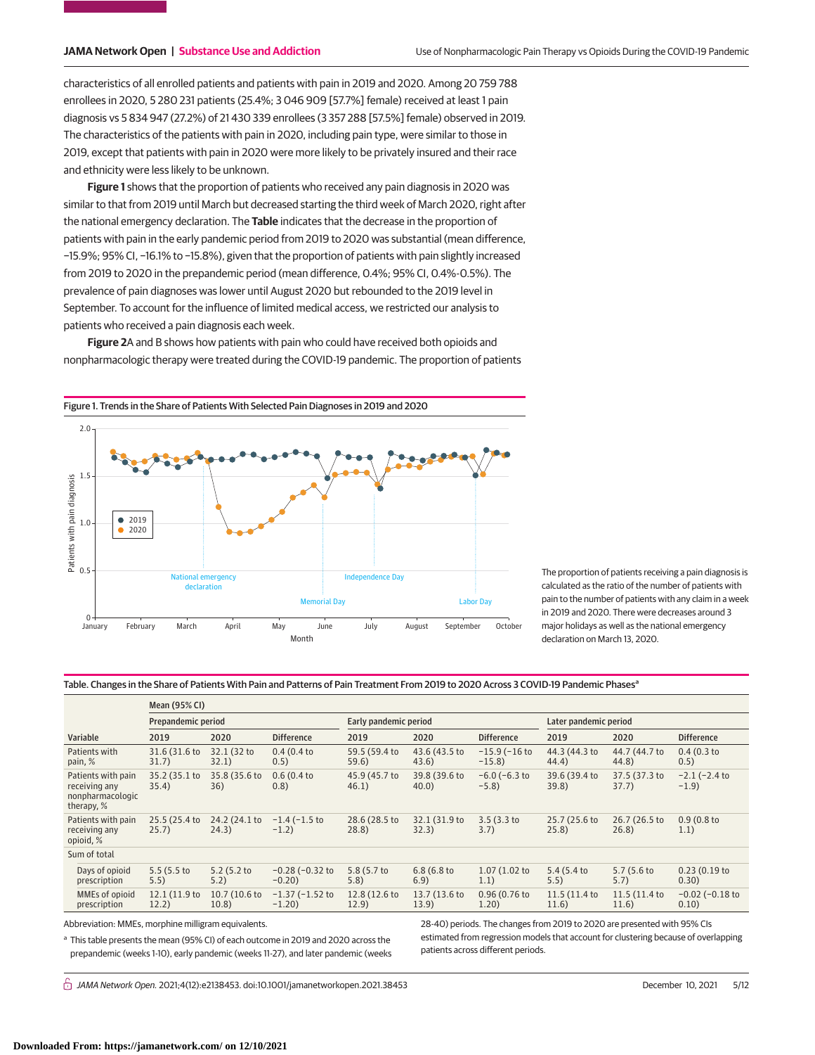characteristics of all enrolled patients and patients with pain in 2019 and 2020. Among 20 759 788 enrollees in 2020, 5 280 231 patients (25.4%; 3 046 909 [57.7%] female) received at least 1 pain diagnosis vs 5 834 947 (27.2%) of 21 430 339 enrollees (3 357 288 [57.5%] female) observed in 2019. The characteristics of the patients with pain in 2020, including pain type, were similar to those in 2019, except that patients with pain in 2020 were more likely to be privately insured and their race and ethnicity were less likely to be unknown.

**Figure 1** shows that the proportion of patients who received any pain diagnosis in 2020 was similar to that from 2019 until March but decreased starting the third week of March 2020, right after the national emergency declaration. The **Table** indicates that the decrease in the proportion of patients with pain in the early pandemic period from 2019 to 2020 was substantial (mean difference, −15.9%; 95% CI, −16.1% to −15.8%), given that the proportion of patients with pain slightly increased from 2019 to 2020 in the prepandemic period (mean difference, 0.4%; 95% CI, 0.4%-0.5%). The prevalence of pain diagnoses was lower until August 2020 but rebounded to the 2019 level in September. To account for the influence of limited medical access, we restricted our analysis to patients who received a pain diagnosis each week.

**Figure 2**A and B shows how patients with pain who could have received both opioids and nonpharmacologic therapy were treated during the COVID-19 pandemic. The proportion of patients

Figure 1. Trends in the Share of Patients With Selected Pain Diagnoses in 2019 and 2020

The proportion of patients receiving a pain diagnosis is calculated as the ratio of the number of patients with pain to the number of patients with any claim in a week in 2019 and 2020. There were decreases around 3 major holidays as well as the national emergency declaration on March 13, 2020.

Table. Changes in the Share of Patients With Pain and Patterns of Pain Treatment From 2019 to 2020 Across 3 COVID-19 Pandemic Phases[a]

| Variable | Mean (95% CI) | | | | | | | | |
|---|---|---|---|---|---|---|---|---|---|
| | Prepandemic period | | | Early pandemic period | | | Later pandemic period | | |
| | 2019 | 2020 | Difference | 2019 | 2020 | Difference | 2019 | 2020 | Difference |
| Patients with pain, % | 31.6 (31.6 to 31.7) | 32.1 (32 to 32.1) | 0.4 (0.4 to 0.5) | 59.5 (59.4 to 59.6) | 43.6 (43.5 to 43.6) | −15.9 (−16 to −15.8) | 44.3 (44.3 to 44.4) | 44.7 (44.7 to 44.8) | 0.4 (0.3 to 0.5) |
| Patients with pain receiving any nonpharmacologic therapy, % | 35.2 (35.1 to 35.4) | 35.8 (35.6 to 36) | 0.6 (0.4 to 0.8) | 45.9 (45.7 to 46.1) | 39.8 (39.6 to 40.0) | −6.0 (−6.3 to −5.8) | 39.6 (39.4 to 39.8) | 37.5 (37.3 to 37.7) | −2.1 (−2.4 to −1.9) |
| Patients with pain receiving any opioid, % | 25.5 (25.4 to 25.7) | 24.2 (24.1 to 24.3) | −1.4 (−1.5 to −1.2) | 28.6 (28.5 to 28.8) | 32.1 (31.9 to 32.3) | 3.5 (3.3 to 3.7) | 25.7 (25.6 to 25.8) | 26.7 (26.5 to 26.8) | 0.9 (0.8 to 1.1) |
| Sum of total | | | | | | | | | |
| Days of opioid prescription | 5.5 (5.5 to 5.5) | 5.2 (5.2 to 5.2) | −0.28 (−0.32 to −0.20) | 5.8 (5.7 to 5.8) | 6.8 (6.8 to 6.9) | 1.07 (1.02 to 1.1) | 5.4 (5.4 to 5.5) | 5.7 (5.6 to 5.7) | 0.23 (0.19 to 0.30) |
| MMEs of opioid prescription | 12.1 (11.9 to 12.2) | 10.7 (10.6 to 10.8) | −1.37 (−1.52 to −1.20) | 12.8 (12.6 to 12.9) | 13.7 (13.6 to 13.9) | 0.96 (0.76 to 1.20) | 11.5 (11.4 to 11.6) | 11.5 (11.4 to 11.6) | −0.02 (−0.18 to 0.10) |

Abbreviation: MMEs, morphine milligram equivalents.

[a] This table presents the mean (95% CI) of each outcome in 2019 and 2020 across the prepandemic (weeks 1-10), early pandemic (weeks 11-27), and later pandemic (weeks 28-40) periods. The changes from 2019 to 2020 are presented with 95% CIs estimated from regression models that account for clustering because of overlapping patients across different periods.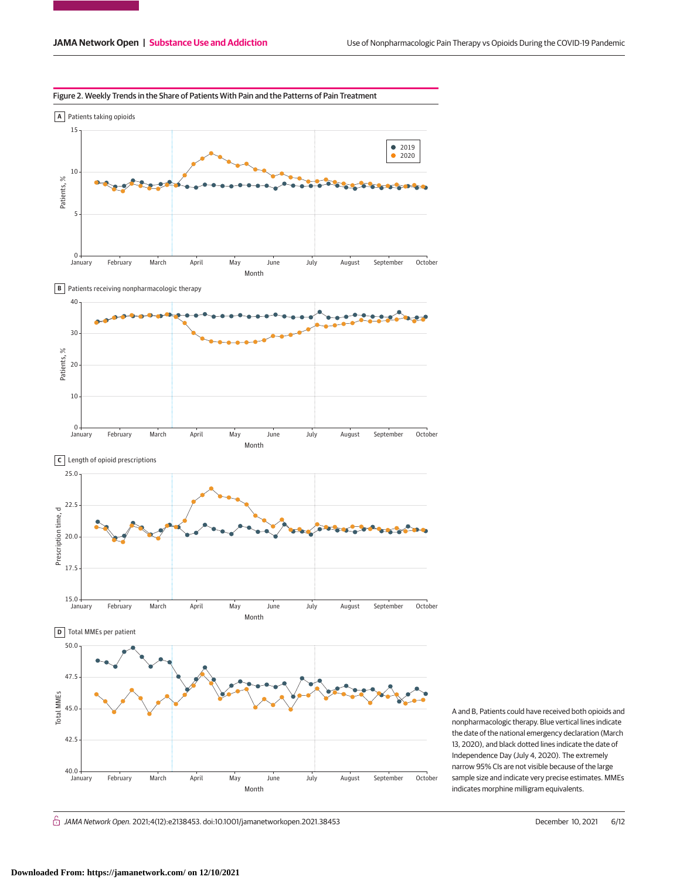Figure 2. Weekly Trends in the Share of Patients With Pain and the Patterns of Pain Treatment

A Patients taking opioids

B Patients receiving nonpharmacologic therapy

C Length of opioid prescriptions

D Total MMEs per patient

A and B, Patients could have received both opioids and nonpharmacologic therapy. Blue vertical lines indicate the date of the national emergency declaration (March 13, 2020), and black dotted lines indicate the date of Independence Day (July 4, 2020). The extremely narrow 95% CIs are not visible because of the large sample size and indicate very precise estimates. MMEs indicates morphine milligram equivalents.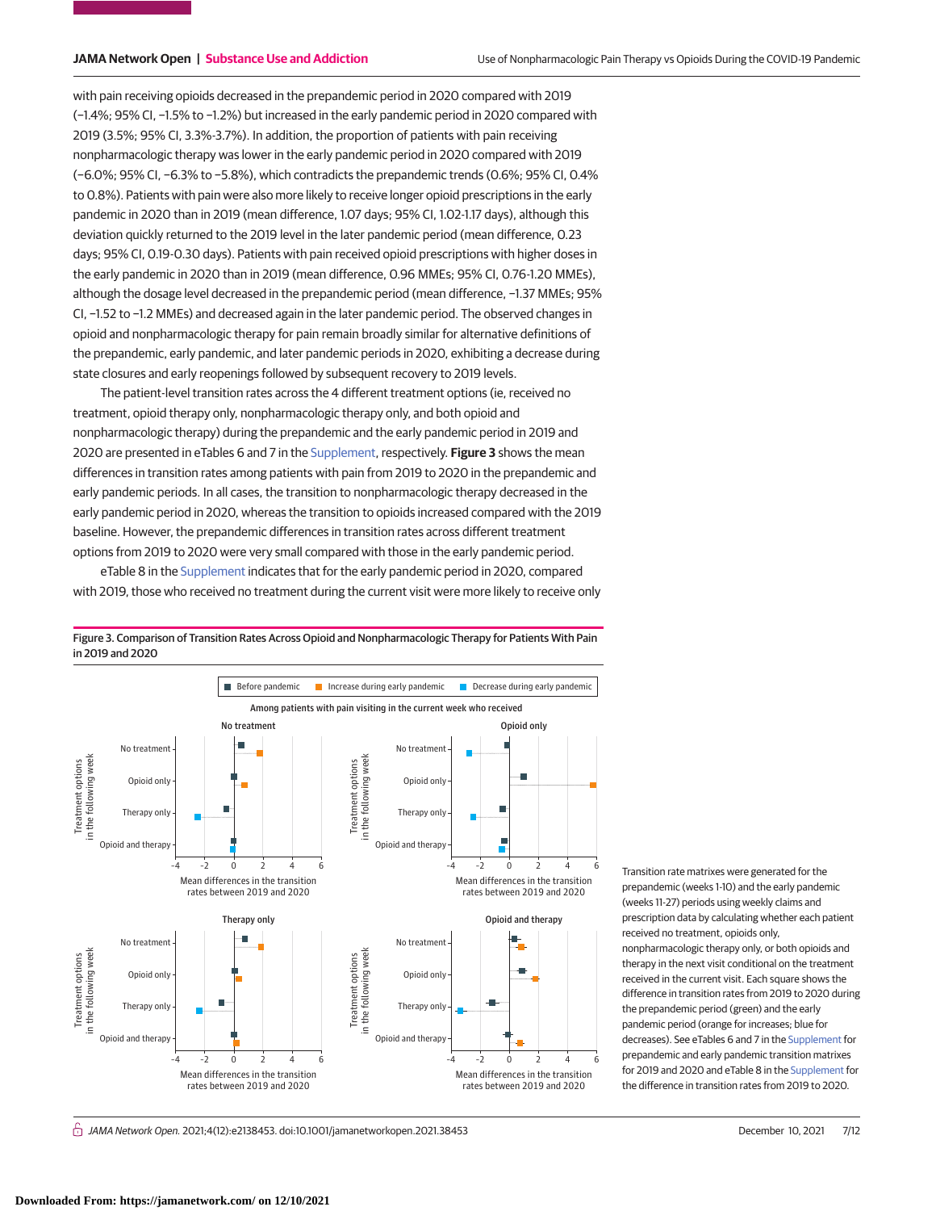with pain receiving opioids decreased in the prepandemic period in 2020 compared with 2019 (−1.4%; 95% CI, −1.5% to −1.2%) but increased in the early pandemic period in 2020 compared with 2019 (3.5%; 95% CI, 3.3%-3.7%). In addition, the proportion of patients with pain receiving nonpharmacologic therapy was lower in the early pandemic period in 2020 compared with 2019 (−6.0%; 95% CI, −6.3% to −5.8%), which contradicts the prepandemic trends (0.6%; 95% CI, 0.4% to 0.8%). Patients with pain were also more likely to receive longer opioid prescriptions in the early pandemic in 2020 than in 2019 (mean difference, 1.07 days; 95% CI, 1.02-1.17 days), although this deviation quickly returned to the 2019 level in the later pandemic period (mean difference, 0.23 days; 95% CI, 0.19-0.30 days). Patients with pain received opioid prescriptions with higher doses in the early pandemic in 2020 than in 2019 (mean difference, 0.96 MMEs; 95% CI, 0.76-1.20 MMEs), although the dosage level decreased in the prepandemic period (mean difference, −1.37 MMEs; 95% CI, −1.52 to −1.2 MMEs) and decreased again in the later pandemic period. The observed changes in opioid and nonpharmacologic therapy for pain remain broadly similar for alternative definitions of the prepandemic, early pandemic, and later pandemic periods in 2020, exhibiting a decrease during state closures and early reopenings followed by subsequent recovery to 2019 levels.

The patient-level transition rates across the 4 different treatment options (ie, received no treatment, opioid therapy only, nonpharmacologic therapy only, and both opioid and nonpharmacologic therapy) during the prepandemic and the early pandemic period in 2019 and 2020 are presented in eTables 6 and 7 in the Supplement, respectively. **Figure 3** shows the mean differences in transition rates among patients with pain from 2019 to 2020 in the prepandemic and early pandemic periods. In all cases, the transition to nonpharmacologic therapy decreased in the early pandemic period in 2020, whereas the transition to opioids increased compared with the 2019 baseline. However, the prepandemic differences in transition rates across different treatment options from 2019 to 2020 were very small compared with those in the early pandemic period.

eTable 8 in the Supplement indicates that for the early pandemic period in 2020, compared with 2019, those who received no treatment during the current visit were more likely to receive only

Figure 3. Comparison of Transition Rates Across Opioid and Nonpharmacologic Therapy for Patients With Pain in 2019 and 2020

Transition rate matrixes were generated for the prepandemic (weeks 1-10) and the early pandemic (weeks 11-27) periods using weekly claims and prescription data by calculating whether each patient received no treatment, opioids only, nonpharmacologic therapy only, or both opioids and therapy in the next visit conditional on the treatment received in the current visit. Each square shows the difference in transition rates from 2019 to 2020 during the prepandemic period (green) and the early pandemic period (orange for increases; blue for decreases). See eTables 6 and 7 in the Supplement for prepandemic and early pandemic transition matrixes for 2019 and 2020 and eTable 8 in the Supplement for the difference in transition rates from 2019 to 2020.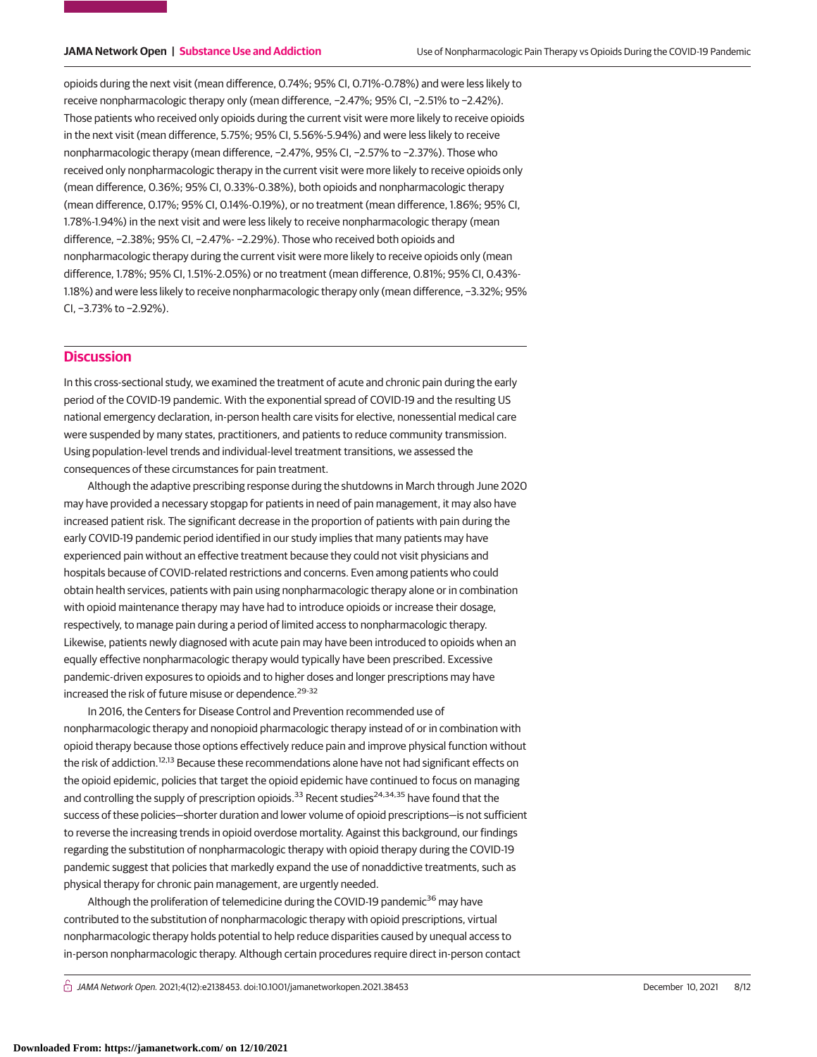opioids during the next visit (mean difference, 0.74%; 95% CI, 0.71%-0.78%) and were less likely to receive nonpharmacologic therapy only (mean difference, −2.47%; 95% CI, −2.51% to −2.42%). Those patients who received only opioids during the current visit were more likely to receive opioids in the next visit (mean difference, 5.75%; 95% CI, 5.56%-5.94%) and were less likely to receive nonpharmacologic therapy (mean difference, −2.47%, 95% CI, −2.57% to −2.37%). Those who received only nonpharmacologic therapy in the current visit were more likely to receive opioids only (mean difference, 0.36%; 95% CI, 0.33%-0.38%), both opioids and nonpharmacologic therapy (mean difference, 0.17%; 95% CI, 0.14%-0.19%), or no treatment (mean difference, 1.86%; 95% CI, 1.78%-1.94%) in the next visit and were less likely to receive nonpharmacologic therapy (mean difference, −2.38%; 95% CI, −2.47%- −2.29%). Those who received both opioids and nonpharmacologic therapy during the current visit were more likely to receive opioids only (mean difference, 1.78%; 95% CI, 1.51%-2.05%) or no treatment (mean difference, 0.81%; 95% CI, 0.43%-1.18%) and were less likely to receive nonpharmacologic therapy only (mean difference, −3.32%; 95% CI, −3.73% to −2.92%).

## Discussion

In this cross-sectional study, we examined the treatment of acute and chronic pain during the early period of the COVID-19 pandemic. With the exponential spread of COVID-19 and the resulting US national emergency declaration, in-person health care visits for elective, nonessential medical care were suspended by many states, practitioners, and patients to reduce community transmission. Using population-level trends and individual-level treatment transitions, we assessed the consequences of these circumstances for pain treatment.

Although the adaptive prescribing response during the shutdowns in March through June 2020 may have provided a necessary stopgap for patients in need of pain management, it may also have increased patient risk. The significant decrease in the proportion of patients with pain during the early COVID-19 pandemic period identified in our study implies that many patients may have experienced pain without an effective treatment because they could not visit physicians and hospitals because of COVID-related restrictions and concerns. Even among patients who could obtain health services, patients with pain using nonpharmacologic therapy alone or in combination with opioid maintenance therapy may have had to introduce opioids or increase their dosage, respectively, to manage pain during a period of limited access to nonpharmacologic therapy. Likewise, patients newly diagnosed with acute pain may have been introduced to opioids when an equally effective nonpharmacologic therapy would typically have been prescribed. Excessive pandemic-driven exposures to opioids and to higher doses and longer prescriptions may have increased the risk of future misuse or dependence.[29-32]

In 2016, the Centers for Disease Control and Prevention recommended use of nonpharmacologic therapy and nonopioid pharmacologic therapy instead of or in combination with opioid therapy because those options effectively reduce pain and improve physical function without the risk of addiction.[12,13] Because these recommendations alone have not had significant effects on the opioid epidemic, policies that target the opioid epidemic have continued to focus on managing and controlling the supply of prescription opioids.[33] Recent studies[24,34,35] have found that the success of these policies—shorter duration and lower volume of opioid prescriptions—is not sufficient to reverse the increasing trends in opioid overdose mortality. Against this background, our findings regarding the substitution of nonpharmacologic therapy with opioid therapy during the COVID-19 pandemic suggest that policies that markedly expand the use of nonaddictive treatments, such as physical therapy for chronic pain management, are urgently needed.

Although the proliferation of telemedicine during the COVID-19 pandemic[36] may have contributed to the substitution of nonpharmacologic therapy with opioid prescriptions, virtual nonpharmacologic therapy holds potential to help reduce disparities caused by unequal access to in-person nonpharmacologic therapy. Although certain procedures require direct in-person contact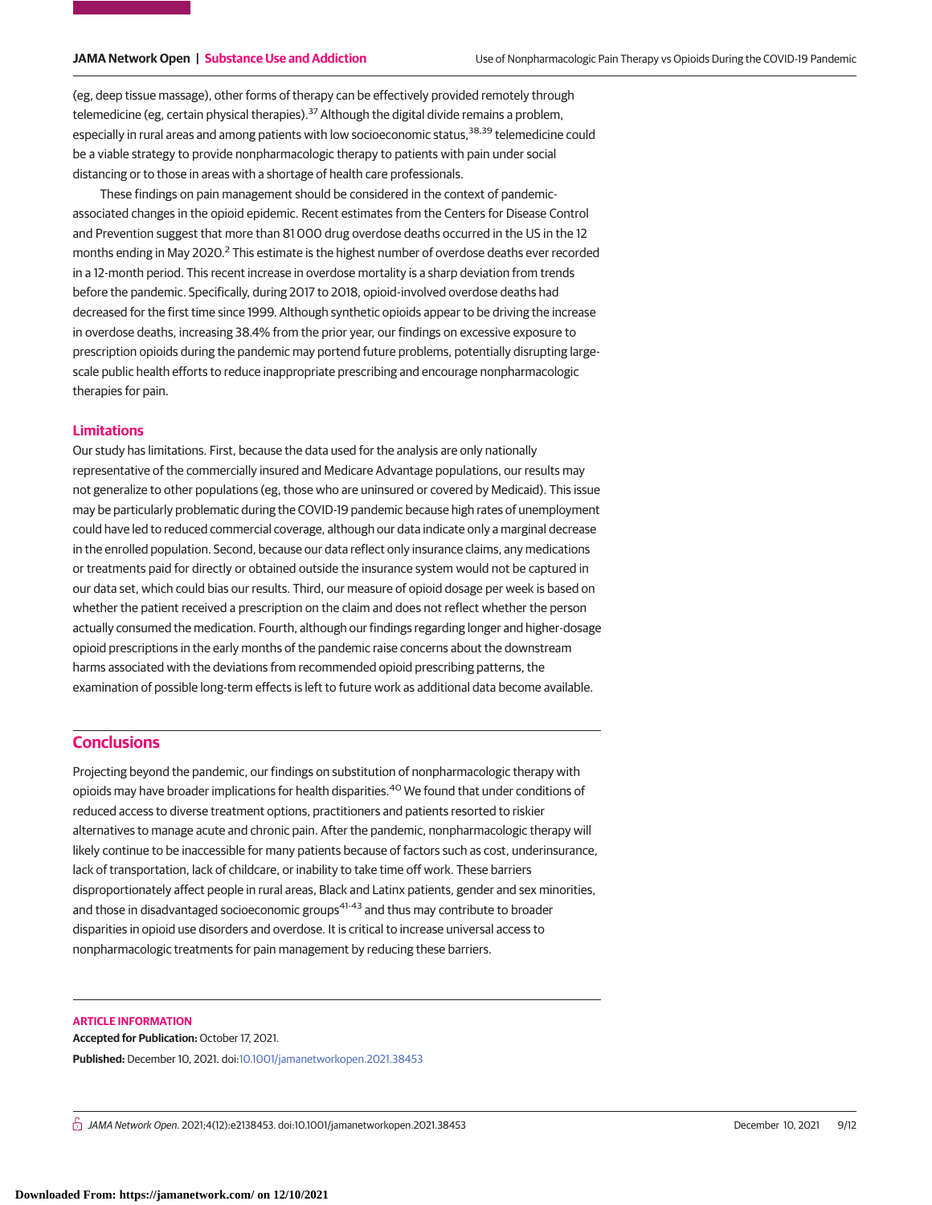(eg, deep tissue massage), other forms of therapy can be effectively provided remotely through telemedicine (eg, certain physical therapies).[37] Although the digital divide remains a problem, especially in rural areas and among patients with low socioeconomic status,[38,39] telemedicine could be a viable strategy to provide nonpharmacologic therapy to patients with pain under social distancing or to those in areas with a shortage of health care professionals.

These findings on pain management should be considered in the context of pandemic-associated changes in the opioid epidemic. Recent estimates from the Centers for Disease Control and Prevention suggest that more than 81 000 drug overdose deaths occurred in the US in the 12 months ending in May 2020.[2] This estimate is the highest number of overdose deaths ever recorded in a 12-month period. This recent increase in overdose mortality is a sharp deviation from trends before the pandemic. Specifically, during 2017 to 2018, opioid-involved overdose deaths had decreased for the first time since 1999. Although synthetic opioids appear to be driving the increase in overdose deaths, increasing 38.4% from the prior year, our findings on excessive exposure to prescription opioids during the pandemic may portend future problems, potentially disrupting large-scale public health efforts to reduce inappropriate prescribing and encourage nonpharmacologic therapies for pain.

### Limitations

Our study has limitations. First, because the data used for the analysis are only nationally representative of the commercially insured and Medicare Advantage populations, our results may not generalize to other populations (eg, those who are uninsured or covered by Medicaid). This issue may be particularly problematic during the COVID-19 pandemic because high rates of unemployment could have led to reduced commercial coverage, although our data indicate only a marginal decrease in the enrolled population. Second, because our data reflect only insurance claims, any medications or treatments paid for directly or obtained outside the insurance system would not be captured in our data set, which could bias our results. Third, our measure of opioid dosage per week is based on whether the patient received a prescription on the claim and does not reflect whether the person actually consumed the medication. Fourth, although our findings regarding longer and higher-dosage opioid prescriptions in the early months of the pandemic raise concerns about the downstream harms associated with the deviations from recommended opioid prescribing patterns, the examination of possible long-term effects is left to future work as additional data become available.

## Conclusions

Projecting beyond the pandemic, our findings on substitution of nonpharmacologic therapy with opioids may have broader implications for health disparities.[40] We found that under conditions of reduced access to diverse treatment options, practitioners and patients resorted to riskier alternatives to manage acute and chronic pain. After the pandemic, nonpharmacologic therapy will likely continue to be inaccessible for many patients because of factors such as cost, underinsurance, lack of transportation, lack of childcare, or inability to take time off work. These barriers disproportionately affect people in rural areas, Black and Latinx patients, gender and sex minorities, and those in disadvantaged socioeconomic groups[41-43] and thus may contribute to broader disparities in opioid use disorders and overdose. It is critical to increase universal access to nonpharmacologic treatments for pain management by reducing these barriers.

### ARTICLE INFORMATION

**Accepted for Publication:** October 17, 2021.

**Published:** December 10, 2021. doi:10.1001/jamanetworkopen.2021.38453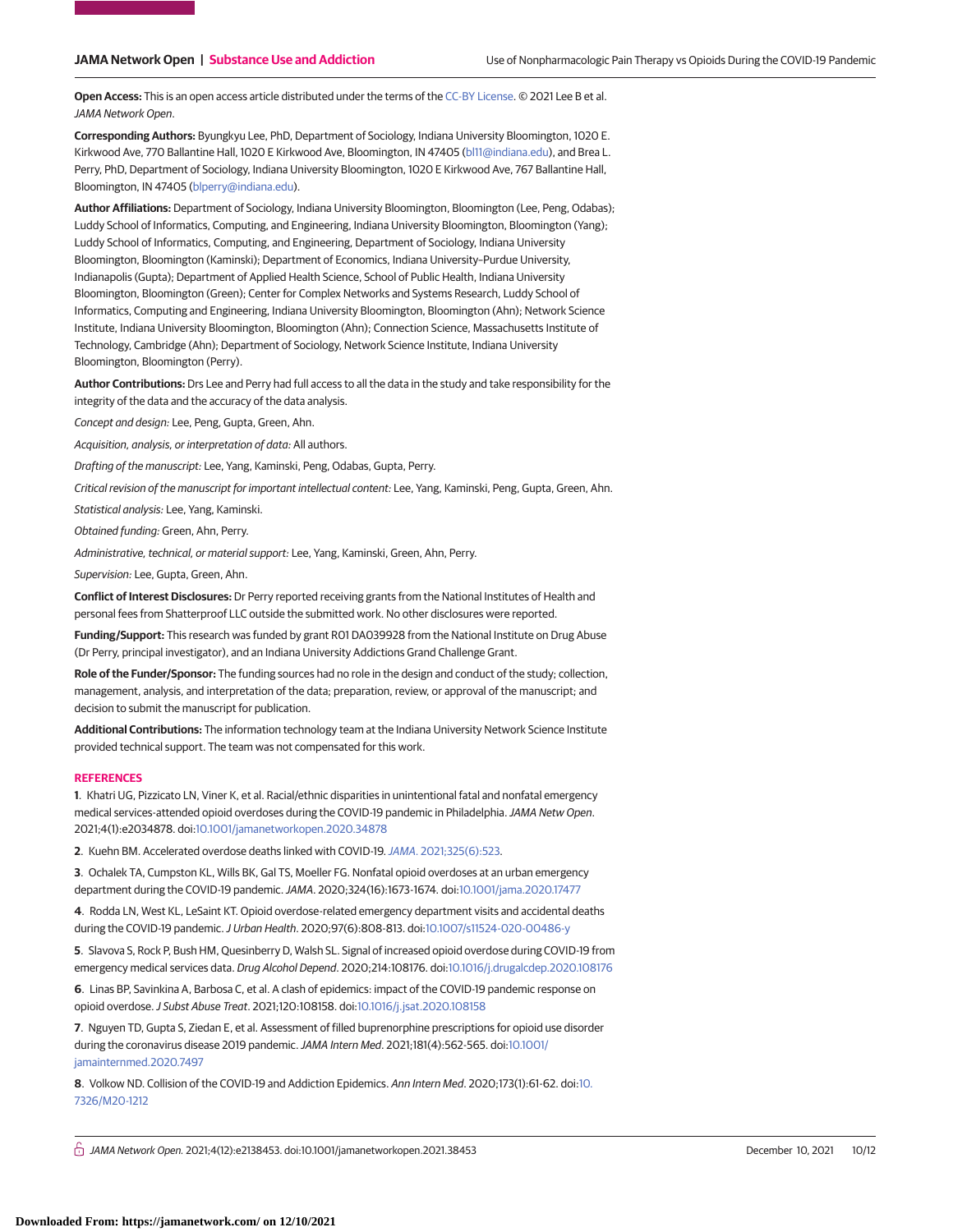**Open Access:** This is an open access article distributed under the terms of the CC-BY License. © 2021 Lee B et al. *JAMA Network Open*.

**Corresponding Authors:** Byungkyu Lee, PhD, Department of Sociology, Indiana University Bloomington, 1020 E. Kirkwood Ave, 770 Ballantine Hall, 1020 E Kirkwood Ave, Bloomington, IN 47405 (bl11@indiana.edu), and Brea L. Perry, PhD, Department of Sociology, Indiana University Bloomington, 1020 E Kirkwood Ave, 767 Ballantine Hall, Bloomington, IN 47405 (blperry@indiana.edu).

**Author Affiliations:** Department of Sociology, Indiana University Bloomington, Bloomington (Lee, Peng, Odabas); Luddy School of Informatics, Computing, and Engineering, Indiana University Bloomington, Bloomington (Yang); Luddy School of Informatics, Computing, and Engineering, Department of Sociology, Indiana University Bloomington, Bloomington (Kaminski); Department of Economics, Indiana University–Purdue University, Indianapolis (Gupta); Department of Applied Health Science, School of Public Health, Indiana University Bloomington, Bloomington (Green); Center for Complex Networks and Systems Research, Luddy School of Informatics, Computing and Engineering, Indiana University Bloomington, Bloomington (Ahn); Network Science Institute, Indiana University Bloomington, Bloomington (Ahn); Connection Science, Massachusetts Institute of Technology, Cambridge (Ahn); Department of Sociology, Network Science Institute, Indiana University Bloomington, Bloomington (Perry).

**Author Contributions:** Drs Lee and Perry had full access to all the data in the study and take responsibility for the integrity of the data and the accuracy of the data analysis.

*Concept and design:* Lee, Peng, Gupta, Green, Ahn.

*Acquisition, analysis, or interpretation of data:* All authors.

*Drafting of the manuscript:* Lee, Yang, Kaminski, Peng, Odabas, Gupta, Perry.

*Critical revision of the manuscript for important intellectual content:* Lee, Yang, Kaminski, Peng, Gupta, Green, Ahn.

*Statistical analysis:* Lee, Yang, Kaminski.

*Obtained funding:* Green, Ahn, Perry.

*Administrative, technical, or material support:* Lee, Yang, Kaminski, Green, Ahn, Perry.

*Supervision:* Lee, Gupta, Green, Ahn.

**Conflict of Interest Disclosures:** Dr Perry reported receiving grants from the National Institutes of Health and personal fees from Shatterproof LLC outside the submitted work. No other disclosures were reported.

**Funding/Support:** This research was funded by grant R01 DA039928 from the National Institute on Drug Abuse (Dr Perry, principal investigator), and an Indiana University Addictions Grand Challenge Grant.

**Role of the Funder/Sponsor:** The funding sources had no role in the design and conduct of the study; collection, management, analysis, and interpretation of the data; preparation, review, or approval of the manuscript; and decision to submit the manuscript for publication.

**Additional Contributions:** The information technology team at the Indiana University Network Science Institute provided technical support. The team was not compensated for this work.

## REFERENCES

**1**. Khatri UG, Pizzicato LN, Viner K, et al. Racial/ethnic disparities in unintentional fatal and nonfatal emergency medical services-attended opioid overdoses during the COVID-19 pandemic in Philadelphia. *JAMA Netw Open*. 2021;4(1):e2034878. doi:10.1001/jamanetworkopen.2020.34878

**2**. Kuehn BM. Accelerated overdose deaths linked with COVID-19. *JAMA*. 2021;325(6):523.

**3**. Ochalek TA, Cumpston KL, Wills BK, Gal TS, Moeller FG. Nonfatal opioid overdoses at an urban emergency department during the COVID-19 pandemic. *JAMA*. 2020;324(16):1673-1674. doi:10.1001/jama.2020.17477

**4**. Rodda LN, West KL, LeSaint KT. Opioid overdose-related emergency department visits and accidental deaths during the COVID-19 pandemic. *J Urban Health*. 2020;97(6):808-813. doi:10.1007/s11524-020-00486-y

**5**. Slavova S, Rock P, Bush HM, Quesinberry D, Walsh SL. Signal of increased opioid overdose during COVID-19 from emergency medical services data. *Drug Alcohol Depend*. 2020;214:108176. doi:10.1016/j.drugalcdep.2020.108176

**6**. Linas BP, Savinkina A, Barbosa C, et al. A clash of epidemics: impact of the COVID-19 pandemic response on opioid overdose. *J Subst Abuse Treat*. 2021;120:108158. doi:10.1016/j.jsat.2020.108158

**7**. Nguyen TD, Gupta S, Ziedan E, et al. Assessment of filled buprenorphine prescriptions for opioid use disorder during the coronavirus disease 2019 pandemic. *JAMA Intern Med*. 2021;181(4):562-565. doi:10.1001/jamainternmed.2020.7497

**8**. Volkow ND. Collision of the COVID-19 and Addiction Epidemics. *Ann Intern Med*. 2020;173(1):61-62. doi:10.7326/M20-1212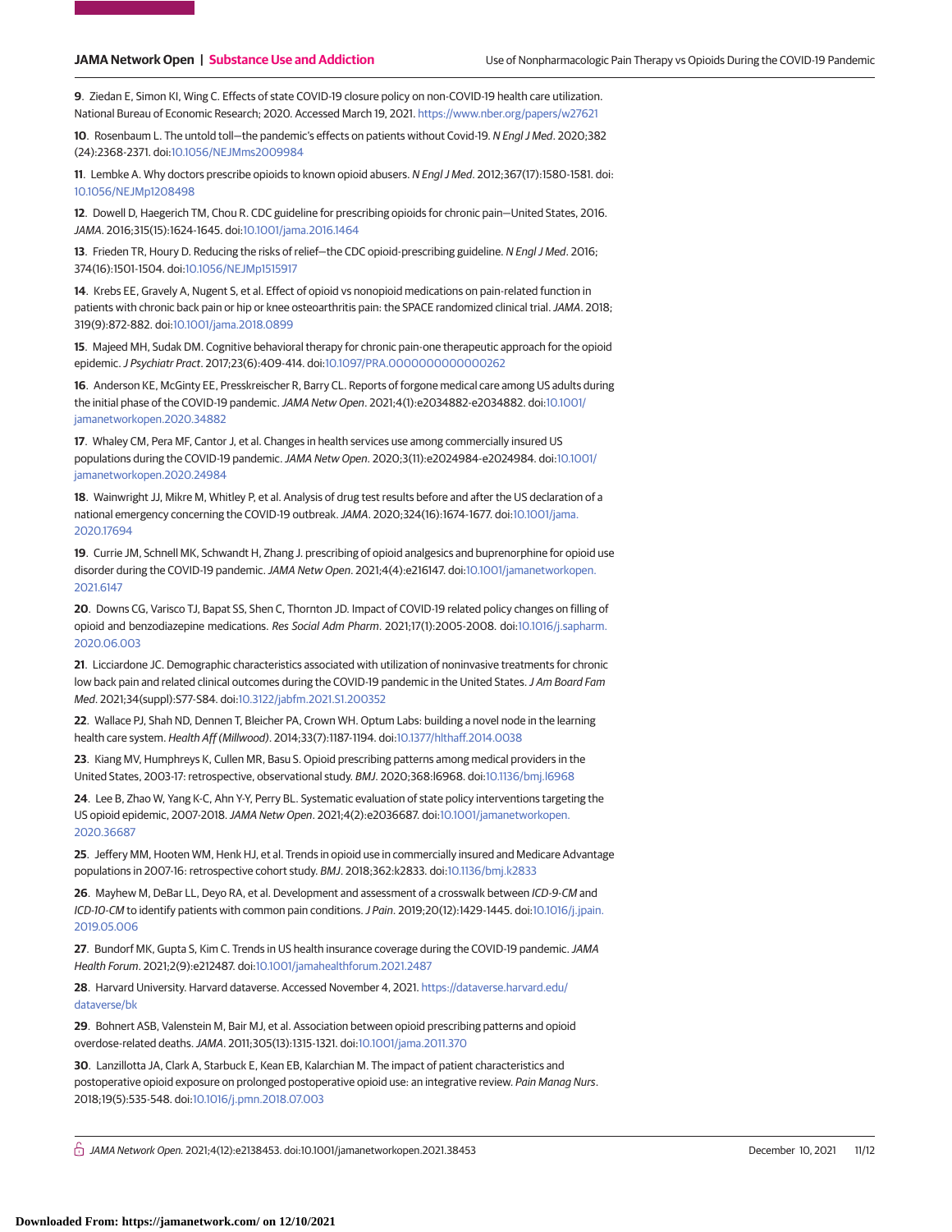9. Ziedan E, Simon KI, Wing C. Effects of state COVID-19 closure policy on non-COVID-19 health care utilization. National Bureau of Economic Research; 2020. Accessed March 19, 2021. https://www.nber.org/papers/w27621

10. Rosenbaum L. The untold toll—the pandemic's effects on patients without Covid-19. *N Engl J Med*. 2020;382 (24):2368-2371. doi:10.1056/NEJMms2009984

11. Lembke A. Why doctors prescribe opioids to known opioid abusers. *N Engl J Med*. 2012;367(17):1580-1581. doi: 10.1056/NEJMp1208498

12. Dowell D, Haegerich TM, Chou R. CDC guideline for prescribing opioids for chronic pain—United States, 2016. *JAMA*. 2016;315(15):1624-1645. doi:10.1001/jama.2016.1464

13. Frieden TR, Houry D. Reducing the risks of relief—the CDC opioid-prescribing guideline. *N Engl J Med*. 2016; 374(16):1501-1504. doi:10.1056/NEJMp1515917

14. Krebs EE, Gravely A, Nugent S, et al. Effect of opioid vs nonopioid medications on pain-related function in patients with chronic back pain or hip or knee osteoarthritis pain: the SPACE randomized clinical trial. *JAMA*. 2018; 319(9):872-882. doi:10.1001/jama.2018.0899

15. Majeed MH, Sudak DM. Cognitive behavioral therapy for chronic pain-one therapeutic approach for the opioid epidemic. *J Psychiatr Pract*. 2017;23(6):409-414. doi:10.1097/PRA.0000000000000262

16. Anderson KE, McGinty EE, Presskreischer R, Barry CL. Reports of forgone medical care among US adults during the initial phase of the COVID-19 pandemic. *JAMA Netw Open*. 2021;4(1):e2034882-e2034882. doi:10.1001/jamanetworkopen.2020.34882

17. Whaley CM, Pera MF, Cantor J, et al. Changes in health services use among commercially insured US populations during the COVID-19 pandemic. *JAMA Netw Open*. 2020;3(11):e2024984-e2024984. doi:10.1001/jamanetworkopen.2020.24984

18. Wainwright JJ, Mikre M, Whitley P, et al. Analysis of drug test results before and after the US declaration of a national emergency concerning the COVID-19 outbreak. *JAMA*. 2020;324(16):1674-1677. doi:10.1001/jama.2020.17694

19. Currie JM, Schnell MK, Schwandt H, Zhang J. prescribing of opioid analgesics and buprenorphine for opioid use disorder during the COVID-19 pandemic. *JAMA Netw Open*. 2021;4(4):e216147. doi:10.1001/jamanetworkopen.2021.6147

20. Downs CG, Varisco TJ, Bapat SS, Shen C, Thornton JD. Impact of COVID-19 related policy changes on filling of opioid and benzodiazepine medications. *Res Social Adm Pharm*. 2021;17(1):2005-2008. doi:10.1016/j.sapharm.2020.06.003

21. Licciardone JC. Demographic characteristics associated with utilization of noninvasive treatments for chronic low back pain and related clinical outcomes during the COVID-19 pandemic in the United States. *J Am Board Fam Med*. 2021;34(suppl):S77-S84. doi:10.3122/jabfm.2021.S1.200352

22. Wallace PJ, Shah ND, Dennen T, Bleicher PA, Crown WH. Optum Labs: building a novel node in the learning health care system. *Health Aff (Millwood)*. 2014;33(7):1187-1194. doi:10.1377/hlthaff.2014.0038

23. Kiang MV, Humphreys K, Cullen MR, Basu S. Opioid prescribing patterns among medical providers in the United States, 2003-17: retrospective, observational study. *BMJ*. 2020;368:l6968. doi:10.1136/bmj.l6968

24. Lee B, Zhao W, Yang K-C, Ahn Y-Y, Perry BL. Systematic evaluation of state policy interventions targeting the US opioid epidemic, 2007-2018. *JAMA Netw Open*. 2021;4(2):e2036687. doi:10.1001/jamanetworkopen.2020.36687

25. Jeffery MM, Hooten WM, Henk HJ, et al. Trends in opioid use in commercially insured and Medicare Advantage populations in 2007-16: retrospective cohort study. *BMJ*. 2018;362:k2833. doi:10.1136/bmj.k2833

26. Mayhew M, DeBar LL, Deyo RA, et al. Development and assessment of a crosswalk between *ICD-9-CM* and *ICD-10-CM* to identify patients with common pain conditions. *J Pain*. 2019;20(12):1429-1445. doi:10.1016/j.jpain.2019.05.006

27. Bundorf MK, Gupta S, Kim C. Trends in US health insurance coverage during the COVID-19 pandemic. *JAMA Health Forum*. 2021;2(9):e212487. doi:10.1001/jamahealthforum.2021.2487

28. Harvard University. Harvard dataverse. Accessed November 4, 2021. https://dataverse.harvard.edu/dataverse/bk

29. Bohnert ASB, Valenstein M, Bair MJ, et al. Association between opioid prescribing patterns and opioid overdose-related deaths. *JAMA*. 2011;305(13):1315-1321. doi:10.1001/jama.2011.370

30. Lanzillotta JA, Clark A, Starbuck E, Kean EB, Kalarchian M. The impact of patient characteristics and postoperative opioid exposure on prolonged postoperative opioid use: an integrative review. *Pain Manag Nurs*. 2018;19(5):535-548. doi:10.1016/j.pmn.2018.07.003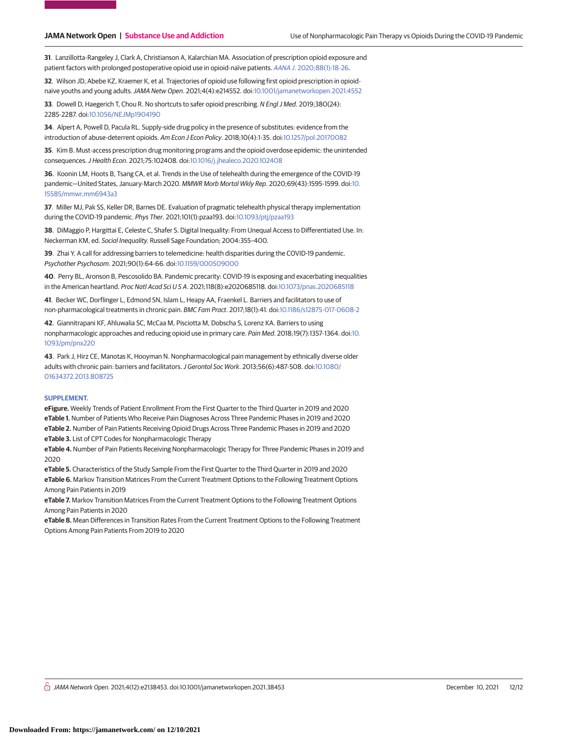31. Lanzillotta-Rangeley J, Clark A, Christianson A, Kalarchian MA. Association of prescription opioid exposure and patient factors with prolonged postoperative opioid use in opioid-naïve patients. *AANA J*. 2020;88(1):18-26.

32. Wilson JD, Abebe KZ, Kraemer K, et al. Trajectories of opioid use following first opioid prescription in opioid-naive youths and young adults. *JAMA Netw Open*. 2021;4(4):e214552. doi:10.1001/jamanetworkopen.2021.4552

33. Dowell D, Haegerich T, Chou R. No shortcuts to safer opioid prescribing. *N Engl J Med*. 2019;380(24):2285-2287. doi:10.1056/NEJMp1904190

34. Alpert A, Powell D, Pacula RL. Supply-side drug policy in the presence of substitutes: evidence from the introduction of abuse-deterrent opioids. *Am Econ J Econ Policy*. 2018;10(4):1-35. doi:10.1257/pol.20170082

35. Kim B. Must-access prescription drug monitoring programs and the opioid overdose epidemic: the unintended consequences. *J Health Econ*. 2021;75:102408. doi:10.1016/j.jhealeco.2020.102408

36. Koonin LM, Hoots B, Tsang CA, et al. Trends in the Use of telehealth during the emergence of the COVID-19 pandemic—United States, January-March 2020. *MMWR Morb Mortal Wkly Rep*. 2020;69(43):1595-1599. doi:10.15585/mmwr.mm6943a3

37. Miller MJ, Pak SS, Keller DR, Barnes DE. Evaluation of pragmatic telehealth physical therapy implementation during the COVID-19 pandemic. *Phys Ther*. 2021;101(1):pzaa193. doi:10.1093/ptj/pzaa193

38. DiMaggio P, Hargittai E, Celeste C, Shafer S. Digital Inequality: From Unequal Access to Differentiated Use. In: Neckerman KM, ed. *Social Inequality.* Russell Sage Foundation; 2004:355–400.

39. Zhai Y. A call for addressing barriers to telemedicine: health disparities during the COVID-19 pandemic. *Psychother Psychosom*. 2021;90(1):64-66. doi:10.1159/000509000

40. Perry BL, Aronson B, Pescosolido BA. Pandemic precarity: COVID-19 is exposing and exacerbating inequalities in the American heartland. *Proc Natl Acad Sci U S A*. 2021;118(8):e2020685118. doi:10.1073/pnas.2020685118

41. Becker WC, Dorflinger L, Edmond SN, Islam L, Heapy AA, Fraenkel L. Barriers and facilitators to use of non-pharmacological treatments in chronic pain. *BMC Fam Pract*. 2017;18(1):41. doi:10.1186/s12875-017-0608-2

42. Giannitrapani KF, Ahluwalia SC, McCaa M, Pisciotta M, Dobscha S, Lorenz KA. Barriers to using nonpharmacologic approaches and reducing opioid use in primary care. *Pain Med*. 2018;19(7):1357-1364. doi:10.1093/pm/pnx220

43. Park J, Hirz CE, Manotas K, Hooyman N. Nonpharmacological pain management by ethnically diverse older adults with chronic pain: barriers and facilitators. *J Gerontol Soc Work*. 2013;56(6):487-508. doi:10.1080/01634372.2013.808725

### SUPPLEMENT.

**eFigure.** Weekly Trends of Patient Enrollment From the First Quarter to the Third Quarter in 2019 and 2020
**eTable 1.** Number of Patients Who Receive Pain Diagnoses Across Three Pandemic Phases in 2019 and 2020
**eTable 2.** Number of Pain Patients Receiving Opioid Drugs Across Three Pandemic Phases in 2019 and 2020
**eTable 3.** List of CPT Codes for Nonpharmacologic Therapy
**eTable 4.** Number of Pain Patients Receiving Nonpharmacologic Therapy for Three Pandemic Phases in 2019 and 2020
**eTable 5.** Characteristics of the Study Sample From the First Quarter to the Third Quarter in 2019 and 2020
**eTable 6.** Markov Transition Matrices From the Current Treatment Options to the Following Treatment Options Among Pain Patients in 2019
**eTable 7.** Markov Transition Matrices From the Current Treatment Options to the Following Treatment Options Among Pain Patients in 2020
**eTable 8.** Mean Differences in Transition Rates From the Current Treatment Options to the Following Treatment Options Among Pain Patients From 2019 to 2020